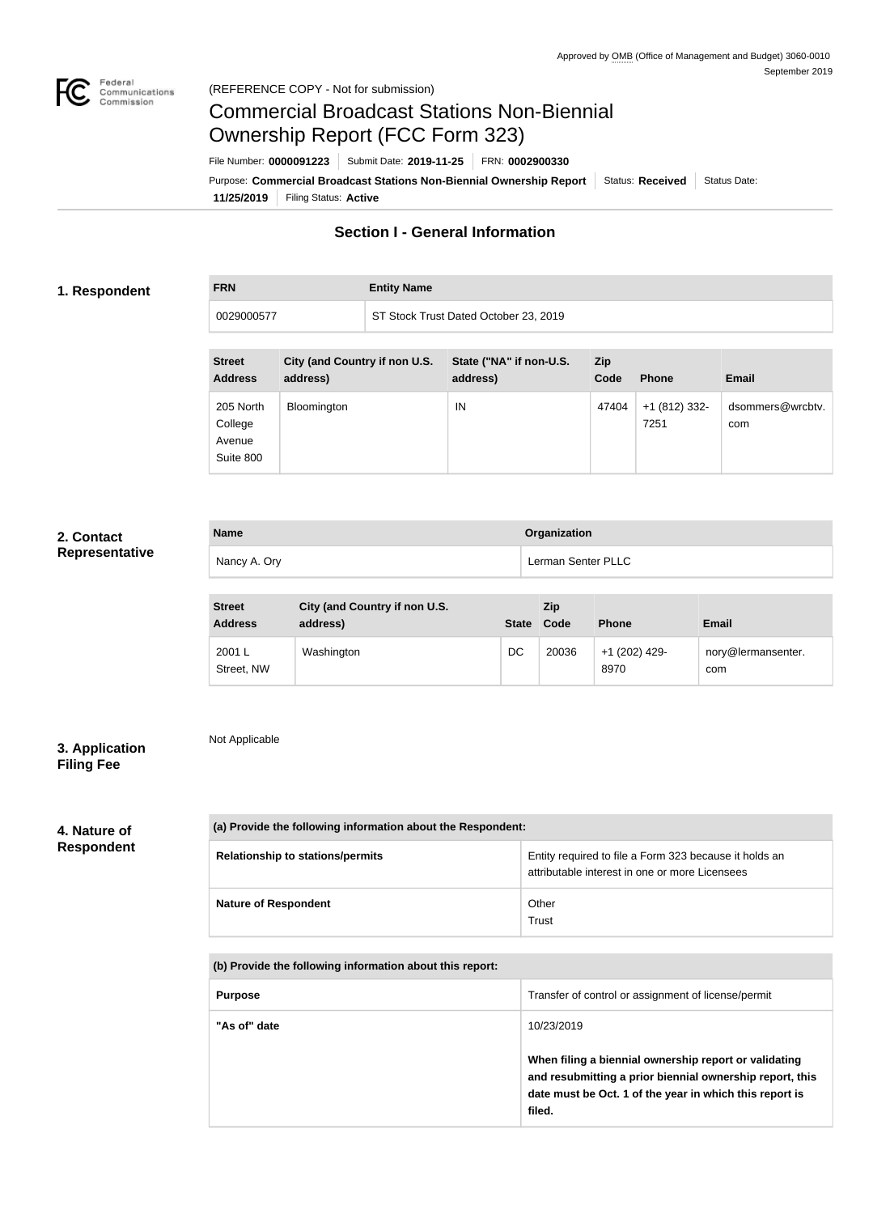Approved by OMB (Office of Management and Budget) 3060-0010
September 2019

(REFERENCE COPY - Not for submission)

# Commercial Broadcast Stations Non-Biennial Ownership Report (FCC Form 323)

File Number: **0000091223** | Submit Date: **2019-11-25** | FRN: **0002900330**

Purpose: **Commercial Broadcast Stations Non-Biennial Ownership Report** | Status: **Received** | Status Date: **11/25/2019** | Filing Status: **Active**

## Section I - General Information

### 1. Respondent

| FRN | Entity Name |
|---|---|
| 0029000577 | ST Stock Trust Dated October 23, 2019 |

| Street Address | City (and Country if non U.S. address) | State ("NA" if non-U.S. address) | Zip Code | Phone | Email |
|---|---|---|---|---|---|
| 205 North College Avenue Suite 800 | Bloomington | IN | 47404 | +1 (812) 332-7251 | dsommers@wrcbtv.com |

### 2. Contact Representative

| Name | Organization |
|---|---|
| Nancy A. Ory | Lerman Senter PLLC |

| Street Address | City (and Country if non U.S. address) | State | Zip Code | Phone | Email |
|---|---|---|---|---|---|
| 2001 L Street, NW | Washington | DC | 20036 | +1 (202) 429-8970 | nory@lermansenter.com |

### 3. Application Filing Fee

Not Applicable

### 4. Nature of Respondent

| (a) Provide the following information about the Respondent: | |
|---|---|
| Relationship to stations/permits | Entity required to file a Form 323 because it holds an attributable interest in one or more Licensees |
| Nature of Respondent | Other<br>Trust |

| (b) Provide the following information about this report: | |
|---|---|
| Purpose | Transfer of control or assignment of license/permit |
| "As of" date | 10/23/2019<br><br>**When filing a biennial ownership report or validating and resubmitting a prior biennial ownership report, this date must be Oct. 1 of the year in which this report is filed.** |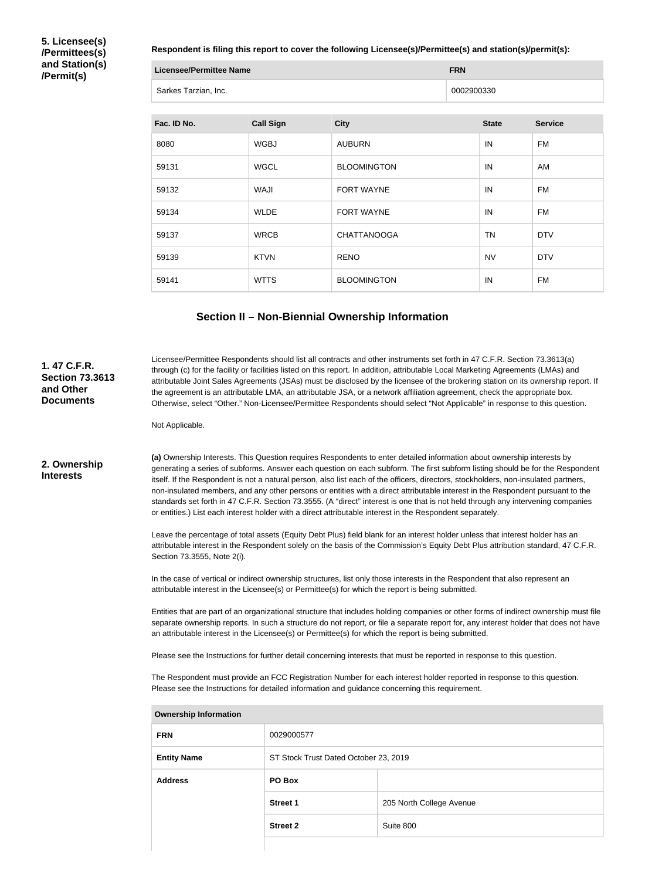**5. Licensee(s)/Permittees(s) and Station(s)/Permit(s)**

**Respondent is filing this report to cover the following Licensee(s)/Permittee(s) and station(s)/permit(s):**

| Licensee/Permittee Name | FRN |
| --- | --- |
| Sarkes Tarzian, Inc. | 0002900330 |

| Fac. ID No. | Call Sign | City | State | Service |
| --- | --- | --- | --- | --- |
| 8080 | WGBJ | AUBURN | IN | FM |
| 59131 | WGCL | BLOOMINGTON | IN | AM |
| 59132 | WAJI | FORT WAYNE | IN | FM |
| 59134 | WLDE | FORT WAYNE | IN | FM |
| 59137 | WRCB | CHATTANOOGA | TN | DTV |
| 59139 | KTVN | RENO | NV | DTV |
| 59141 | WTTS | BLOOMINGTON | IN | FM |

## Section II – Non-Biennial Ownership Information

**1. 47 C.F.R. Section 73.3613 and Other Documents**

Licensee/Permittee Respondents should list all contracts and other instruments set forth in 47 C.F.R. Section 73.3613(a) through (c) for the facility or facilities listed on this report. In addition, attributable Local Marketing Agreements (LMAs) and attributable Joint Sales Agreements (JSAs) must be disclosed by the licensee of the brokering station on its ownership report. If the agreement is an attributable LMA, an attributable JSA, or a network affiliation agreement, check the appropriate box. Otherwise, select "Other." Non-Licensee/Permittee Respondents should select "Not Applicable" in response to this question.

Not Applicable.

**2. Ownership Interests**

**(a)** Ownership Interests. This Question requires Respondents to enter detailed information about ownership interests by generating a series of subforms. Answer each question on each subform. The first subform listing should be for the Respondent itself. If the Respondent is not a natural person, also list each of the officers, directors, stockholders, non-insulated partners, non-insulated members, and any other persons or entities with a direct attributable interest in the Respondent pursuant to the standards set forth in 47 C.F.R. Section 73.3555. (A "direct" interest is one that is not held through any intervening companies or entities.) List each interest holder with a direct attributable interest in the Respondent separately.

Leave the percentage of total assets (Equity Debt Plus) field blank for an interest holder unless that interest holder has an attributable interest in the Respondent solely on the basis of the Commission's Equity Debt Plus attribution standard, 47 C.F.R. Section 73.3555, Note 2(i).

In the case of vertical or indirect ownership structures, list only those interests in the Respondent that also represent an attributable interest in the Licensee(s) or Permittee(s) for which the report is being submitted.

Entities that are part of an organizational structure that includes holding companies or other forms of indirect ownership must file separate ownership reports. In such a structure do not report, or file a separate report for, any interest holder that does not have an attributable interest in the Licensee(s) or Permittee(s) for which the report is being submitted.

Please see the Instructions for further detail concerning interests that must be reported in response to this question.

The Respondent must provide an FCC Registration Number for each interest holder reported in response to this question. Please see the Instructions for detailed information and guidance concerning this requirement.

| Ownership Information | | |
| --- | --- | --- |
| **FRN** | 0029000577 | |
| **Entity Name** | ST Stock Trust Dated October 23, 2019 | |
| **Address** | **PO Box** | |
| | **Street 1** | 205 North College Avenue |
| | **Street 2** | Suite 800 |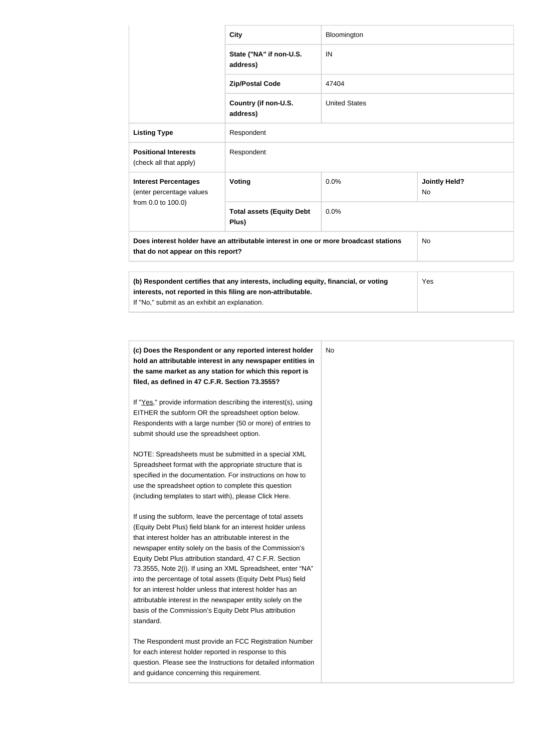| | | | |
|---|---|---|---|
| | **City** | Bloomington | |
| | **State ("NA" if non-U.S. address)** | IN | |
| | **Zip/Postal Code** | 47404 | |
| | **Country (if non-U.S. address)** | United States | |
| **Listing Type** | Respondent | | |
| **Positional Interests** (check all that apply) | Respondent | | |
| **Interest Percentages** (enter percentage values from 0.0 to 100.0) | **Voting** | 0.0% | **Jointly Held?** No |
| | **Total assets (Equity Debt Plus)** | 0.0% | |
| **Does interest holder have an attributable interest in one or more broadcast stations that do not appear on this report?** | | | No |

| | |
|---|---|
| **(b) Respondent certifies that any interests, including equity, financial, or voting interests, not reported in this filing are non-attributable.** If "No," submit as an exhibit an explanation. | Yes |

| | |
|---|---|
| **(c) Does the Respondent or any reported interest holder hold an attributable interest in any newspaper entities in the same market as any station for which this report is filed, as defined in 47 C.F.R. Section 73.3555?**<br><br>If "Yes," provide information describing the interest(s), using EITHER the subform OR the spreadsheet option below. Respondents with a large number (50 or more) of entries to submit should use the spreadsheet option.<br><br>NOTE: Spreadsheets must be submitted in a special XML Spreadsheet format with the appropriate structure that is specified in the documentation. For instructions on how to use the spreadsheet option to complete this question (including templates to start with), please Click Here.<br><br>If using the subform, leave the percentage of total assets (Equity Debt Plus) field blank for an interest holder unless that interest holder has an attributable interest in the newspaper entity solely on the basis of the Commission's Equity Debt Plus attribution standard, 47 C.F.R. Section 73.3555, Note 2(i). If using an XML Spreadsheet, enter "NA" into the percentage of total assets (Equity Debt Plus) field for an interest holder unless that interest holder has an attributable interest in the newspaper entity solely on the basis of the Commission's Equity Debt Plus attribution standard.<br><br>The Respondent must provide an FCC Registration Number for each interest holder reported in response to this question. Please see the Instructions for detailed information and guidance concerning this requirement. | No |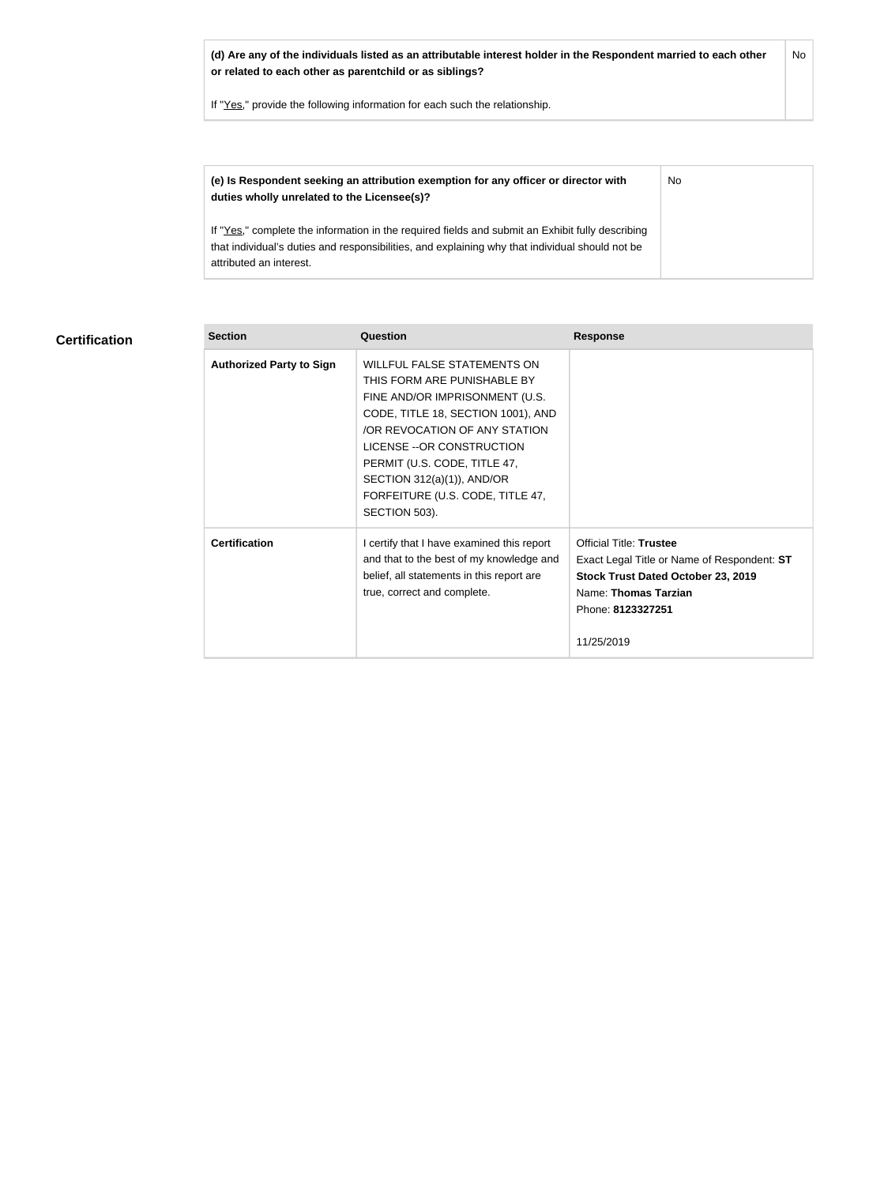| | |
|---|---|
| **(d) Are any of the individuals listed as an attributable interest holder in the Respondent married to each other or related to each other as parentchild or as siblings?**<br><br>If "Yes," provide the following information for each such the relationship. | No |

| | |
|---|---|
| **(e) Is Respondent seeking an attribution exemption for any officer or director with duties wholly unrelated to the Licensee(s)?**<br><br>If "Yes," complete the information in the required fields and submit an Exhibit fully describing that individual's duties and responsibilities, and explaining why that individual should not be attributed an interest. | No |

## Certification

| Section | Question | Response |
|---|---|---|
| **Authorized Party to Sign** | WILLFUL FALSE STATEMENTS ON THIS FORM ARE PUNISHABLE BY FINE AND/OR IMPRISONMENT (U.S. CODE, TITLE 18, SECTION 1001), AND /OR REVOCATION OF ANY STATION LICENSE --OR CONSTRUCTION PERMIT (U.S. CODE, TITLE 47, SECTION 312(a)(1)), AND/OR FORFEITURE (U.S. CODE, TITLE 47, SECTION 503). | |
| **Certification** | I certify that I have examined this report and that to the best of my knowledge and belief, all statements in this report are true, correct and complete. | Official Title: **Trustee**<br>Exact Legal Title or Name of Respondent: **ST Stock Trust Dated October 23, 2019**<br>Name: **Thomas Tarzian**<br>Phone: **8123327251**<br><br>11/25/2019 |